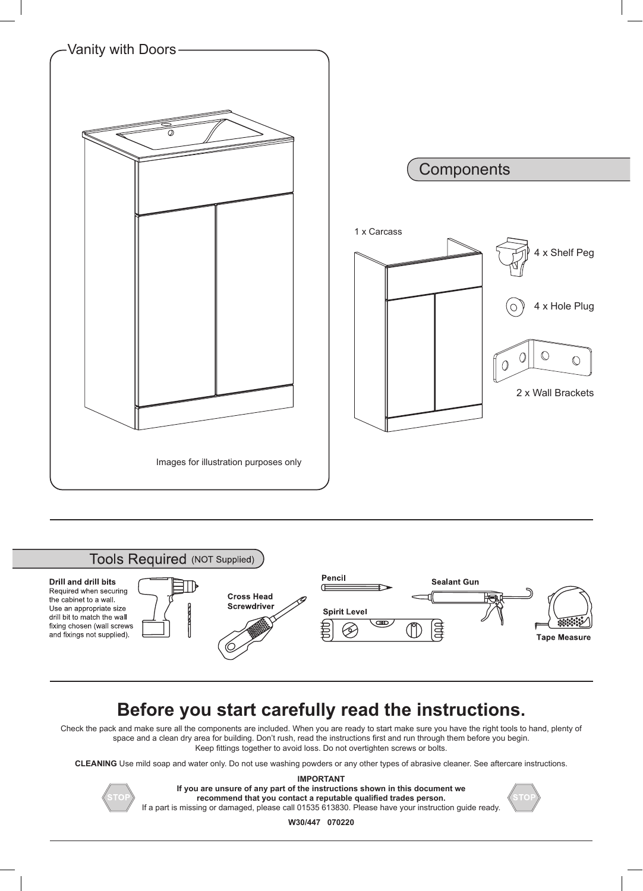## Vanity with Doors

Images for illustration purposes only

## Components

1 x Carcass

4 x Shelf Peg

4 x Hole Plug

2 x Wall Brackets

## Tools Required (NOT Supplied)

**Drill and drill bits**
Required when securing the cabinet to a wall. Use an appropriate size drill bit to match the wall fixing chosen (wall screws and fixings not supplied).

**Cross Head Screwdriver**

**Pencil**

**Spirit Level**

**Sealant Gun**

**Tape Measure**

# Before you start carefully read the instructions.

Check the pack and make sure all the components are included. When you are ready to start make sure you have the right tools to hand, plenty of space and a clean dry area for building. Don't rush, read the instructions first and run through them before you begin. Keep fittings together to avoid loss. Do not overtighten screws or bolts.

**CLEANING** Use mild soap and water only. Do not use washing powders or any other types of abrasive cleaner. See aftercare instructions.

**IMPORTANT**
**If you are unsure of any part of the instructions shown in this document we recommend that you contact a reputable qualified trades person.**
If a part is missing or damaged, please call 01535 613830. Please have your instruction guide ready.

**W30/447 070220**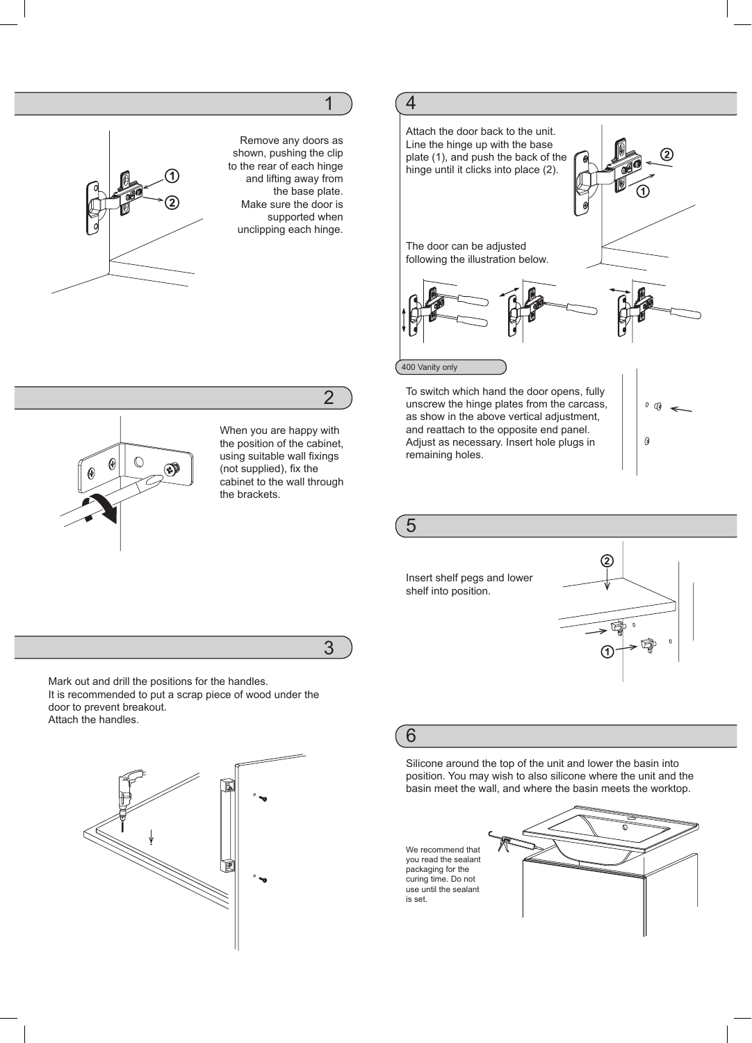## 1

Remove any doors as shown, pushing the clip to the rear of each hinge and lifting away from the base plate. Make sure the door is supported when unclipping each hinge.

## 2

When you are happy with the position of the cabinet, using suitable wall fixings (not supplied), fix the cabinet to the wall through the brackets.

## 3

Mark out and drill the positions for the handles.
It is recommended to put a scrap piece of wood under the door to prevent breakout.
Attach the handles.

## 4

Attach the door back to the unit. Line the hinge up with the base plate (1), and push the back of the hinge until it clicks into place (2).

The door can be adjusted following the illustration below.

400 Vanity only

To switch which hand the door opens, fully unscrew the hinge plates from the carcass, as show in the above vertical adjustment, and reattach to the opposite end panel. Adjust as necessary. Insert hole plugs in remaining holes.

## 5

Insert shelf pegs and lower shelf into position.

## 6

Silicone around the top of the unit and lower the basin into position. You may wish to also silicone where the unit and the basin meet the wall, and where the basin meets the worktop.

We recommend that you read the sealant packaging for the curing time. Do not use until the sealant is set.